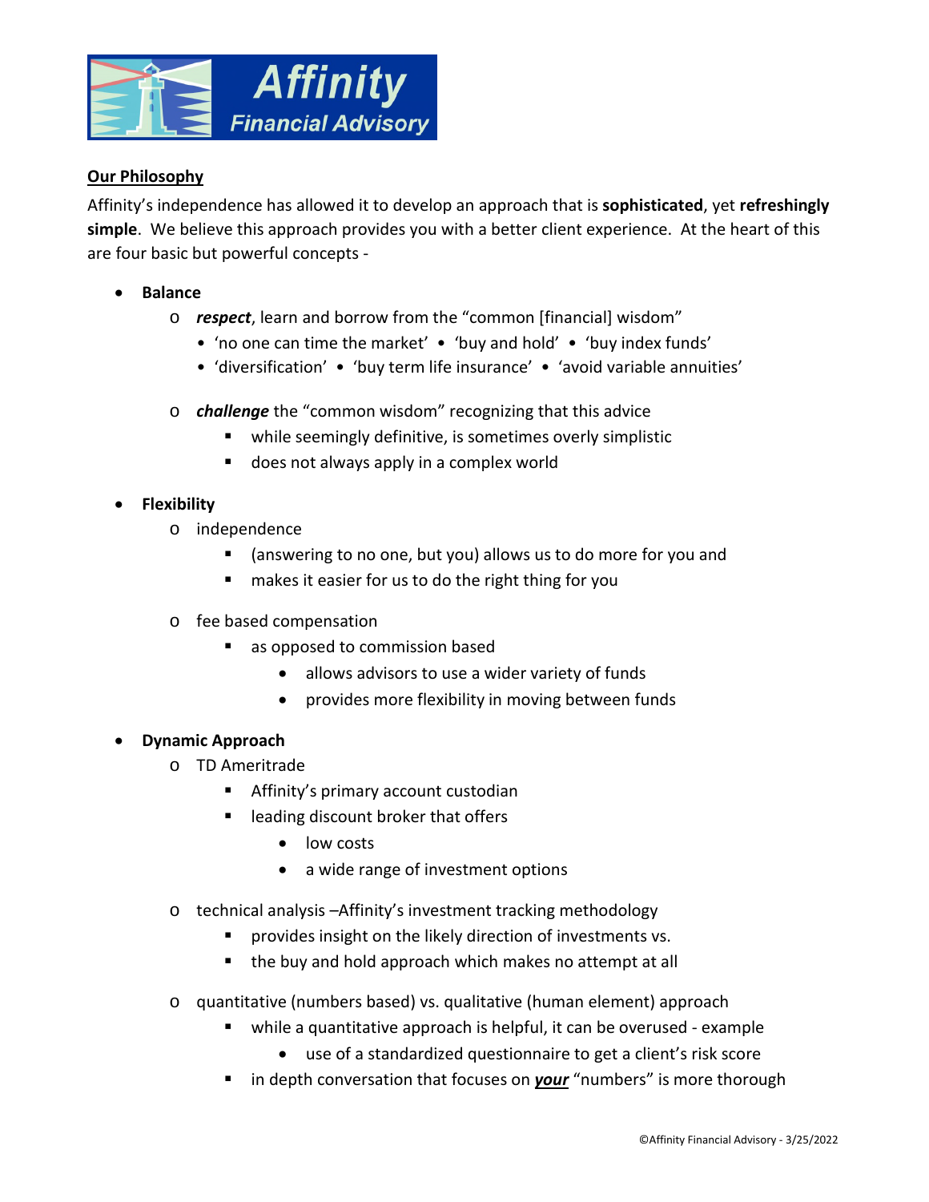# Affinity Financial Advisory

## Our Philosophy

Affinity's independence has allowed it to develop an approach that is **sophisticated**, yet **refreshingly simple**. We believe this approach provides you with a better client experience. At the heart of this are four basic but powerful concepts -

- **Balance**
  - ***respect***, learn and borrow from the "common [financial] wisdom"
    - 'no one can time the market' • 'buy and hold' • 'buy index funds'
    - 'diversification' • 'buy term life insurance' • 'avoid variable annuities'
  - ***challenge*** the "common wisdom" recognizing that this advice
    - while seemingly definitive, is sometimes overly simplistic
    - does not always apply in a complex world
- **Flexibility**
  - independence
    - (answering to no one, but you) allows us to do more for you and
    - makes it easier for us to do the right thing for you
  - fee based compensation
    - as opposed to commission based
      - allows advisors to use a wider variety of funds
      - provides more flexibility in moving between funds
- **Dynamic Approach**
  - TD Ameritrade
    - Affinity's primary account custodian
    - leading discount broker that offers
      - low costs
      - a wide range of investment options
  - technical analysis –Affinity's investment tracking methodology
    - provides insight on the likely direction of investments vs.
    - the buy and hold approach which makes no attempt at all
  - quantitative (numbers based) vs. qualitative (human element) approach
    - while a quantitative approach is helpful, it can be overused - example
      - use of a standardized questionnaire to get a client's risk score
    - in depth conversation that focuses on ***<u>your</u>*** "numbers" is more thorough

©Affinity Financial Advisory - 3/25/2022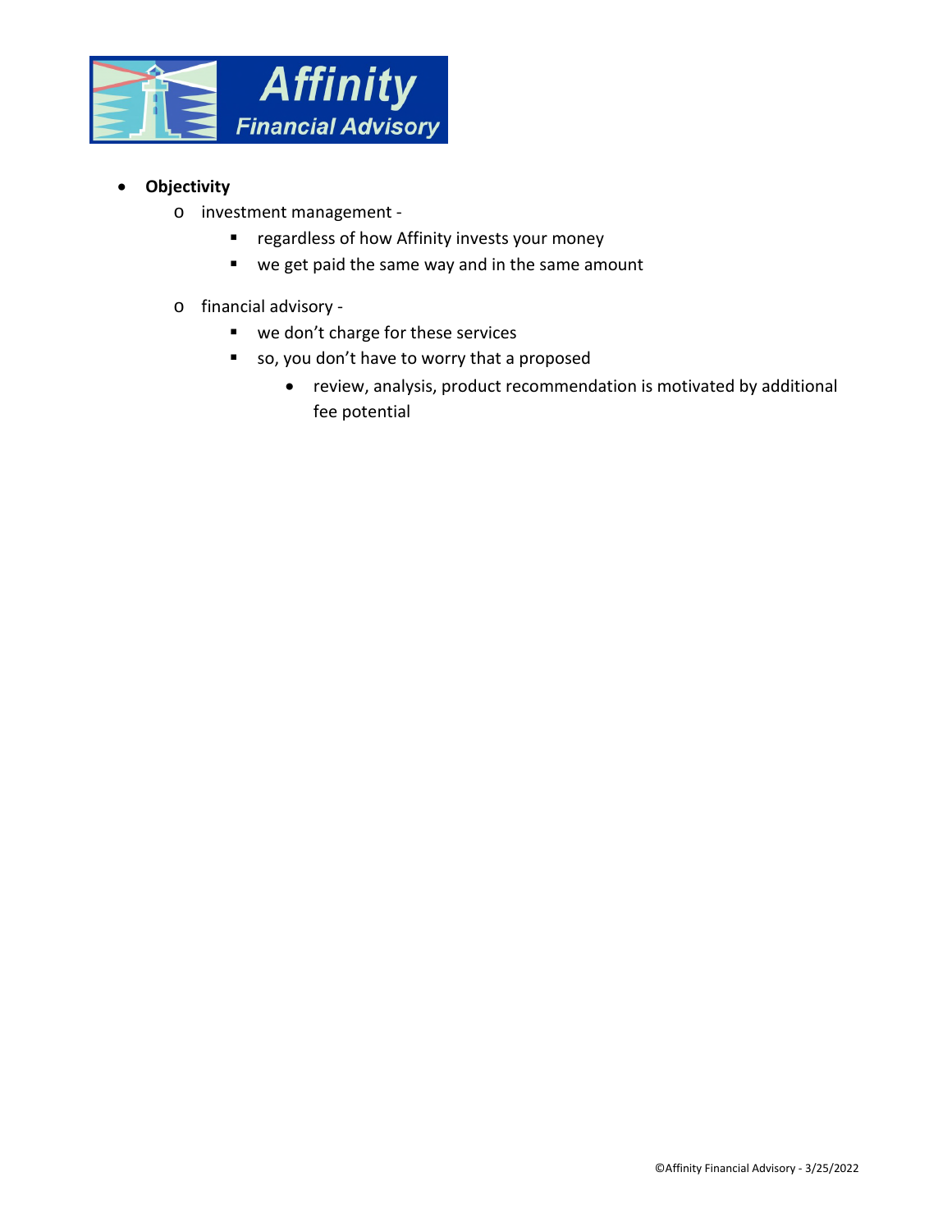- **Objectivity**
  - investment management -
    - regardless of how Affinity invests your money
    - we get paid the same way and in the same amount
  - financial advisory -
    - we don't charge for these services
    - so, you don't have to worry that a proposed
      - review, analysis, product recommendation is motivated by additional fee potential